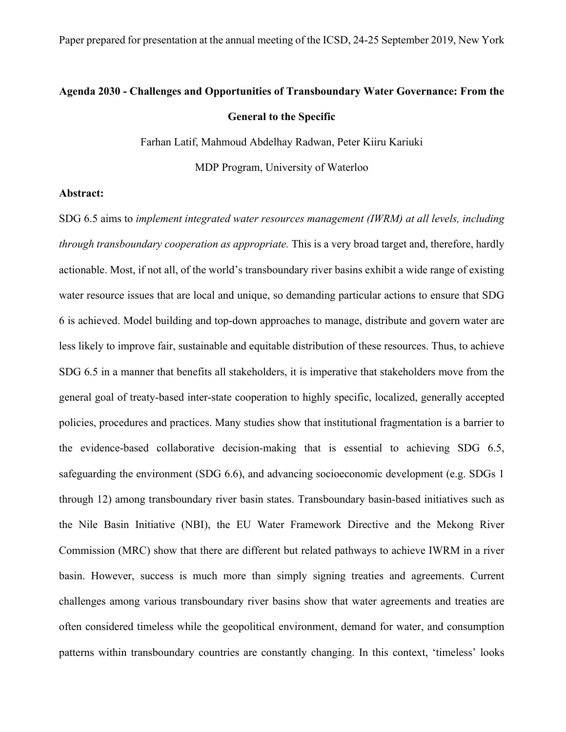Paper prepared for presentation at the annual meeting of the ICSD, 24-25 September 2019, New York

# Agenda 2030 - Challenges and Opportunities of Transboundary Water Governance: From the General to the Specific

Farhan Latif, Mahmoud Abdelhay Radwan, Peter Kiiru Kariuki

MDP Program, University of Waterloo

**Abstract:**

SDG 6.5 aims to *implement integrated water resources management (IWRM) at all levels, including through transboundary cooperation as appropriate.* This is a very broad target and, therefore, hardly actionable. Most, if not all, of the world's transboundary river basins exhibit a wide range of existing water resource issues that are local and unique, so demanding particular actions to ensure that SDG 6 is achieved. Model building and top-down approaches to manage, distribute and govern water are less likely to improve fair, sustainable and equitable distribution of these resources. Thus, to achieve SDG 6.5 in a manner that benefits all stakeholders, it is imperative that stakeholders move from the general goal of treaty-based inter-state cooperation to highly specific, localized, generally accepted policies, procedures and practices. Many studies show that institutional fragmentation is a barrier to the evidence-based collaborative decision-making that is essential to achieving SDG 6.5, safeguarding the environment (SDG 6.6), and advancing socioeconomic development (e.g. SDGs 1 through 12) among transboundary river basin states. Transboundary basin-based initiatives such as the Nile Basin Initiative (NBI), the EU Water Framework Directive and the Mekong River Commission (MRC) show that there are different but related pathways to achieve IWRM in a river basin. However, success is much more than simply signing treaties and agreements. Current challenges among various transboundary river basins show that water agreements and treaties are often considered timeless while the geopolitical environment, demand for water, and consumption patterns within transboundary countries are constantly changing. In this context, 'timeless' looks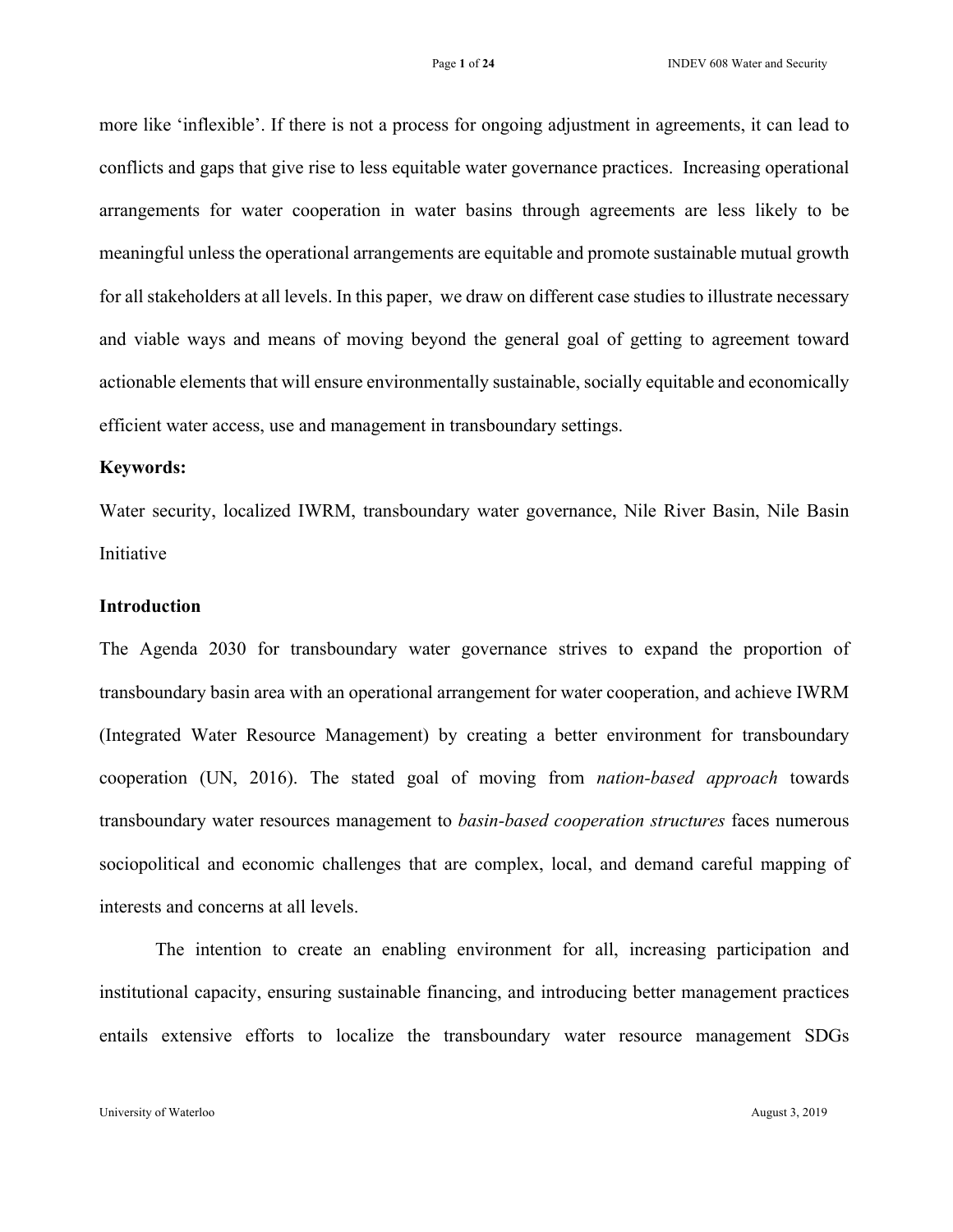more like 'inflexible'. If there is not a process for ongoing adjustment in agreements, it can lead to conflicts and gaps that give rise to less equitable water governance practices. Increasing operational arrangements for water cooperation in water basins through agreements are less likely to be meaningful unless the operational arrangements are equitable and promote sustainable mutual growth for all stakeholders at all levels. In this paper, we draw on different case studies to illustrate necessary and viable ways and means of moving beyond the general goal of getting to agreement toward actionable elements that will ensure environmentally sustainable, socially equitable and economically efficient water access, use and management in transboundary settings.

**Keywords:**

Water security, localized IWRM, transboundary water governance, Nile River Basin, Nile Basin Initiative

**Introduction**

The Agenda 2030 for transboundary water governance strives to expand the proportion of transboundary basin area with an operational arrangement for water cooperation, and achieve IWRM (Integrated Water Resource Management) by creating a better environment for transboundary cooperation (UN, 2016). The stated goal of moving from *nation-based approach* towards transboundary water resources management to *basin-based cooperation structures* faces numerous sociopolitical and economic challenges that are complex, local, and demand careful mapping of interests and concerns at all levels.

The intention to create an enabling environment for all, increasing participation and institutional capacity, ensuring sustainable financing, and introducing better management practices entails extensive efforts to localize the transboundary water resource management SDGs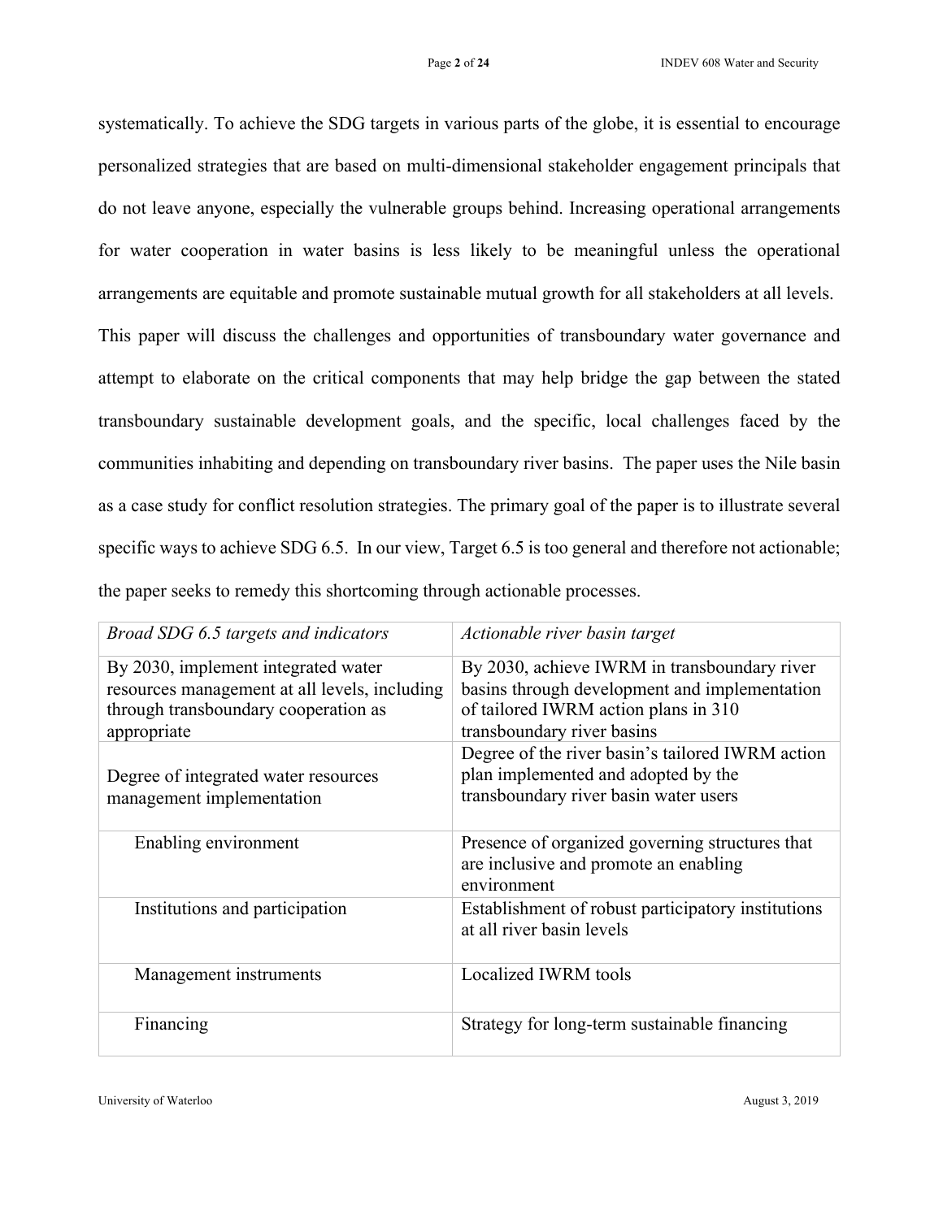systematically. To achieve the SDG targets in various parts of the globe, it is essential to encourage personalized strategies that are based on multi-dimensional stakeholder engagement principals that do not leave anyone, especially the vulnerable groups behind. Increasing operational arrangements for water cooperation in water basins is less likely to be meaningful unless the operational arrangements are equitable and promote sustainable mutual growth for all stakeholders at all levels. This paper will discuss the challenges and opportunities of transboundary water governance and attempt to elaborate on the critical components that may help bridge the gap between the stated transboundary sustainable development goals, and the specific, local challenges faced by the communities inhabiting and depending on transboundary river basins. The paper uses the Nile basin as a case study for conflict resolution strategies. The primary goal of the paper is to illustrate several specific ways to achieve SDG 6.5. In our view, Target 6.5 is too general and therefore not actionable; the paper seeks to remedy this shortcoming through actionable processes.

| *Broad SDG 6.5 targets and indicators* | *Actionable river basin target* |
|---|---|
| By 2030, implement integrated water resources management at all levels, including through transboundary cooperation as appropriate | By 2030, achieve IWRM in transboundary river basins through development and implementation of tailored IWRM action plans in 310 transboundary river basins |
| Degree of integrated water resources management implementation | Degree of the river basin's tailored IWRM action plan implemented and adopted by the transboundary river basin water users |
| Enabling environment | Presence of organized governing structures that are inclusive and promote an enabling environment |
| Institutions and participation | Establishment of robust participatory institutions at all river basin levels |
| Management instruments | Localized IWRM tools |
| Financing | Strategy for long-term sustainable financing |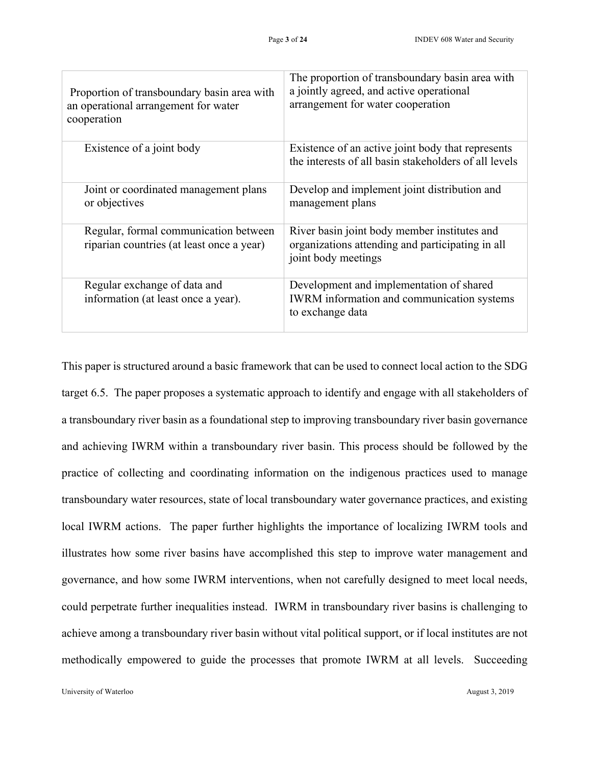| Proportion of transboundary basin area with an operational arrangement for water cooperation | The proportion of transboundary basin area with a jointly agreed, and active operational arrangement for water cooperation |
|---|---|
| Existence of a joint body | Existence of an active joint body that represents the interests of all basin stakeholders of all levels |
| Joint or coordinated management plans or objectives | Develop and implement joint distribution and management plans |
| Regular, formal communication between riparian countries (at least once a year) | River basin joint body member institutes and organizations attending and participating in all joint body meetings |
| Regular exchange of data and information (at least once a year). | Development and implementation of shared IWRM information and communication systems to exchange data |

This paper is structured around a basic framework that can be used to connect local action to the SDG target 6.5. The paper proposes a systematic approach to identify and engage with all stakeholders of a transboundary river basin as a foundational step to improving transboundary river basin governance and achieving IWRM within a transboundary river basin. This process should be followed by the practice of collecting and coordinating information on the indigenous practices used to manage transboundary water resources, state of local transboundary water governance practices, and existing local IWRM actions. The paper further highlights the importance of localizing IWRM tools and illustrates how some river basins have accomplished this step to improve water management and governance, and how some IWRM interventions, when not carefully designed to meet local needs, could perpetrate further inequalities instead. IWRM in transboundary river basins is challenging to achieve among a transboundary river basin without vital political support, or if local institutes are not methodically empowered to guide the processes that promote IWRM at all levels. Succeeding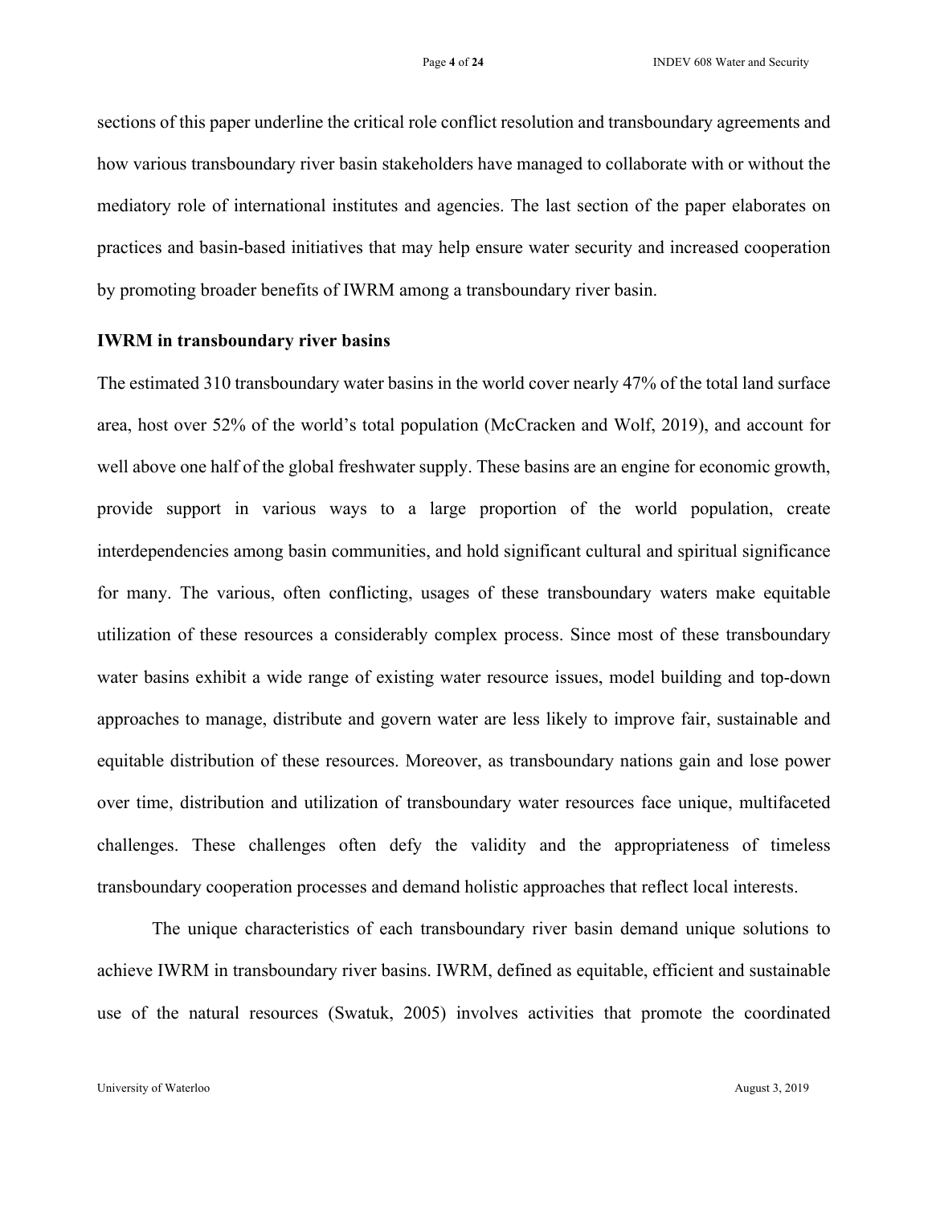sections of this paper underline the critical role conflict resolution and transboundary agreements and how various transboundary river basin stakeholders have managed to collaborate with or without the mediatory role of international institutes and agencies. The last section of the paper elaborates on practices and basin-based initiatives that may help ensure water security and increased cooperation by promoting broader benefits of IWRM among a transboundary river basin.

**IWRM in transboundary river basins**

The estimated 310 transboundary water basins in the world cover nearly 47% of the total land surface area, host over 52% of the world's total population (McCracken and Wolf, 2019), and account for well above one half of the global freshwater supply. These basins are an engine for economic growth, provide support in various ways to a large proportion of the world population, create interdependencies among basin communities, and hold significant cultural and spiritual significance for many. The various, often conflicting, usages of these transboundary waters make equitable utilization of these resources a considerably complex process. Since most of these transboundary water basins exhibit a wide range of existing water resource issues, model building and top-down approaches to manage, distribute and govern water are less likely to improve fair, sustainable and equitable distribution of these resources. Moreover, as transboundary nations gain and lose power over time, distribution and utilization of transboundary water resources face unique, multifaceted challenges. These challenges often defy the validity and the appropriateness of timeless transboundary cooperation processes and demand holistic approaches that reflect local interests.

The unique characteristics of each transboundary river basin demand unique solutions to achieve IWRM in transboundary river basins. IWRM, defined as equitable, efficient and sustainable use of the natural resources (Swatuk, 2005) involves activities that promote the coordinated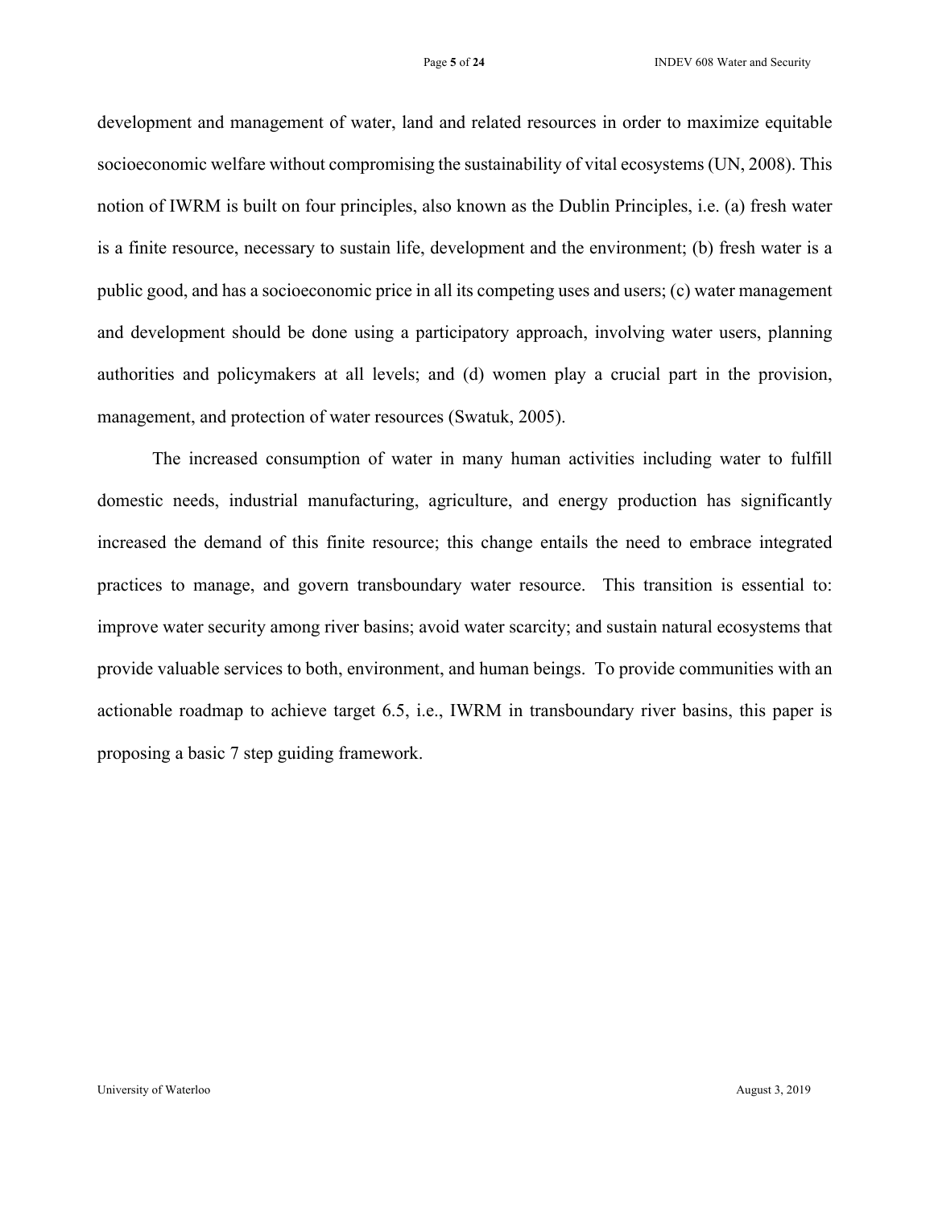development and management of water, land and related resources in order to maximize equitable socioeconomic welfare without compromising the sustainability of vital ecosystems (UN, 2008). This notion of IWRM is built on four principles, also known as the Dublin Principles, i.e. (a) fresh water is a finite resource, necessary to sustain life, development and the environment; (b) fresh water is a public good, and has a socioeconomic price in all its competing uses and users; (c) water management and development should be done using a participatory approach, involving water users, planning authorities and policymakers at all levels; and (d) women play a crucial part in the provision, management, and protection of water resources (Swatuk, 2005).

The increased consumption of water in many human activities including water to fulfill domestic needs, industrial manufacturing, agriculture, and energy production has significantly increased the demand of this finite resource; this change entails the need to embrace integrated practices to manage, and govern transboundary water resource. This transition is essential to: improve water security among river basins; avoid water scarcity; and sustain natural ecosystems that provide valuable services to both, environment, and human beings. To provide communities with an actionable roadmap to achieve target 6.5, i.e., IWRM in transboundary river basins, this paper is proposing a basic 7 step guiding framework.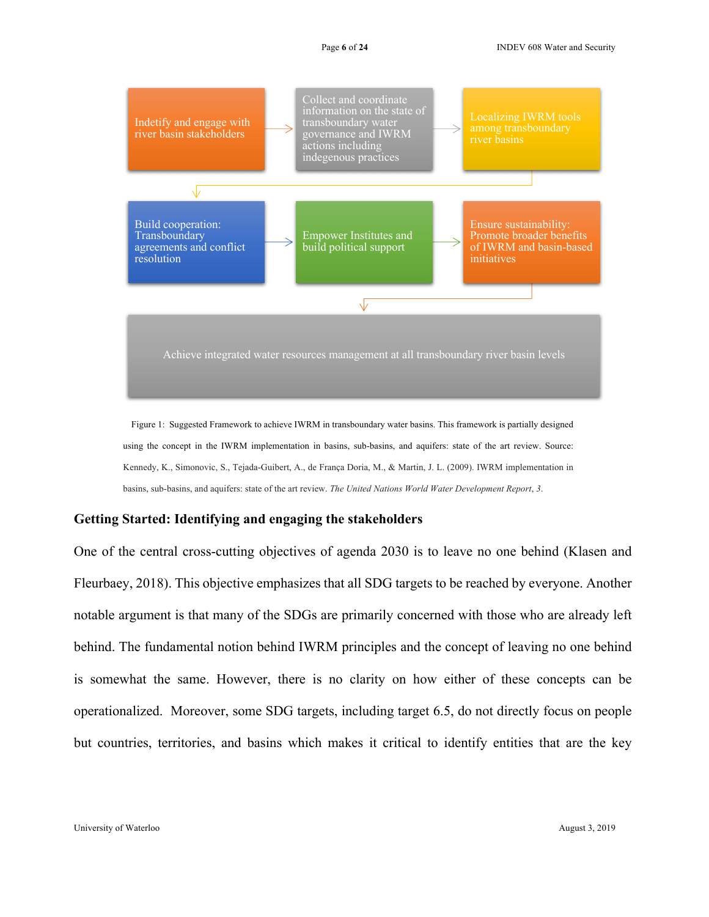Indetify and engage with river basin stakeholders → Collect and coordinate information on the state of transboundary water governance and IWRM actions including indegenous practices → Localizing IWRM tools among transboundary river basins

→ Build cooperation: Transboundary agreements and conflict resolution → Empower Institutes and build political support → Ensure sustainability: Promote broader benefits of IWRM and basin-based initiatives

→ Achieve integrated water resources management at all transboundary river basin levels

Figure 1: Suggested Framework to achieve IWRM in transboundary water basins. This framework is partially designed using the concept in the IWRM implementation in basins, sub-basins, and aquifers: state of the art review. Source: Kennedy, K., Simonovic, S., Tejada-Guibert, A., de França Doria, M., & Martin, J. L. (2009). IWRM implementation in basins, sub-basins, and aquifers: state of the art review. *The United Nations World Water Development Report*, *3*.

## Getting Started: Identifying and engaging the stakeholders

One of the central cross-cutting objectives of agenda 2030 is to leave no one behind (Klasen and Fleurbaey, 2018). This objective emphasizes that all SDG targets to be reached by everyone. Another notable argument is that many of the SDGs are primarily concerned with those who are already left behind. The fundamental notion behind IWRM principles and the concept of leaving no one behind is somewhat the same. However, there is no clarity on how either of these concepts can be operationalized. Moreover, some SDG targets, including target 6.5, do not directly focus on people but countries, territories, and basins which makes it critical to identify entities that are the key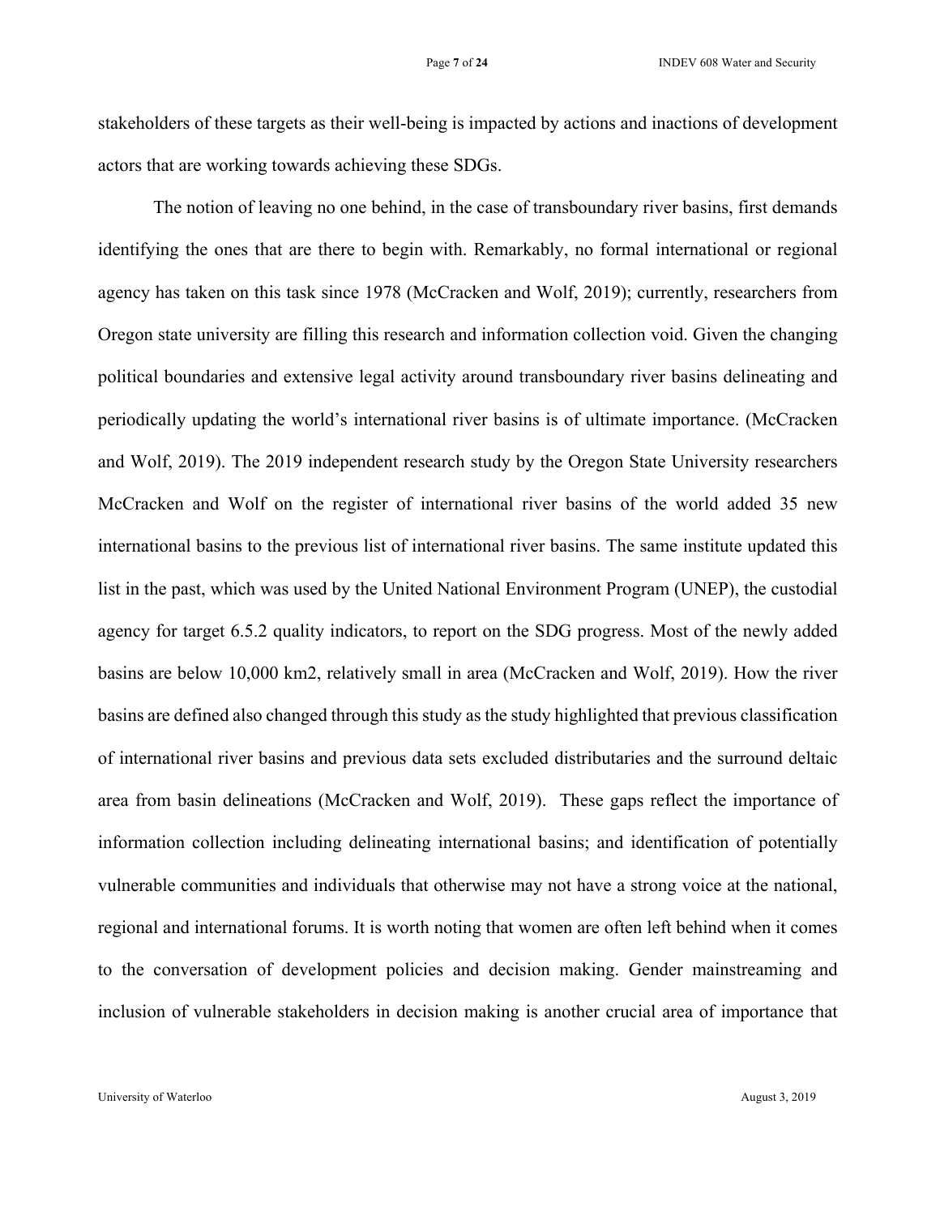stakeholders of these targets as their well-being is impacted by actions and inactions of development actors that are working towards achieving these SDGs.

The notion of leaving no one behind, in the case of transboundary river basins, first demands identifying the ones that are there to begin with. Remarkably, no formal international or regional agency has taken on this task since 1978 (McCracken and Wolf, 2019); currently, researchers from Oregon state university are filling this research and information collection void. Given the changing political boundaries and extensive legal activity around transboundary river basins delineating and periodically updating the world's international river basins is of ultimate importance. (McCracken and Wolf, 2019). The 2019 independent research study by the Oregon State University researchers McCracken and Wolf on the register of international river basins of the world added 35 new international basins to the previous list of international river basins. The same institute updated this list in the past, which was used by the United National Environment Program (UNEP), the custodial agency for target 6.5.2 quality indicators, to report on the SDG progress. Most of the newly added basins are below 10,000 km2, relatively small in area (McCracken and Wolf, 2019). How the river basins are defined also changed through this study as the study highlighted that previous classification of international river basins and previous data sets excluded distributaries and the surround deltaic area from basin delineations (McCracken and Wolf, 2019). These gaps reflect the importance of information collection including delineating international basins; and identification of potentially vulnerable communities and individuals that otherwise may not have a strong voice at the national, regional and international forums. It is worth noting that women are often left behind when it comes to the conversation of development policies and decision making. Gender mainstreaming and inclusion of vulnerable stakeholders in decision making is another crucial area of importance that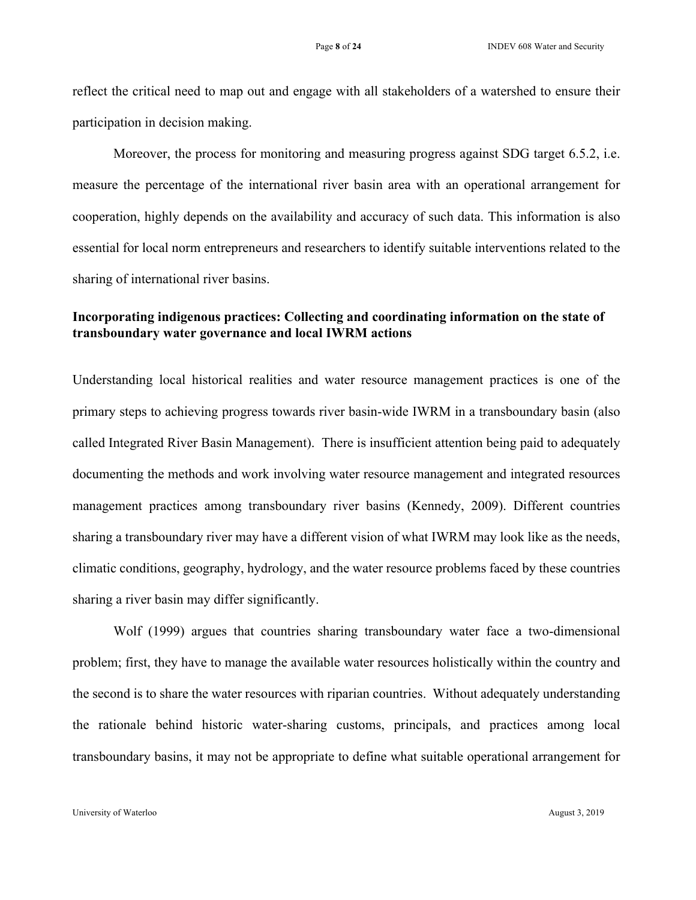reflect the critical need to map out and engage with all stakeholders of a watershed to ensure their participation in decision making.

Moreover, the process for monitoring and measuring progress against SDG target 6.5.2, i.e. measure the percentage of the international river basin area with an operational arrangement for cooperation, highly depends on the availability and accuracy of such data. This information is also essential for local norm entrepreneurs and researchers to identify suitable interventions related to the sharing of international river basins.

**Incorporating indigenous practices: Collecting and coordinating information on the state of transboundary water governance and local IWRM actions**

Understanding local historical realities and water resource management practices is one of the primary steps to achieving progress towards river basin-wide IWRM in a transboundary basin (also called Integrated River Basin Management). There is insufficient attention being paid to adequately documenting the methods and work involving water resource management and integrated resources management practices among transboundary river basins (Kennedy, 2009). Different countries sharing a transboundary river may have a different vision of what IWRM may look like as the needs, climatic conditions, geography, hydrology, and the water resource problems faced by these countries sharing a river basin may differ significantly.

Wolf (1999) argues that countries sharing transboundary water face a two-dimensional problem; first, they have to manage the available water resources holistically within the country and the second is to share the water resources with riparian countries. Without adequately understanding the rationale behind historic water-sharing customs, principals, and practices among local transboundary basins, it may not be appropriate to define what suitable operational arrangement for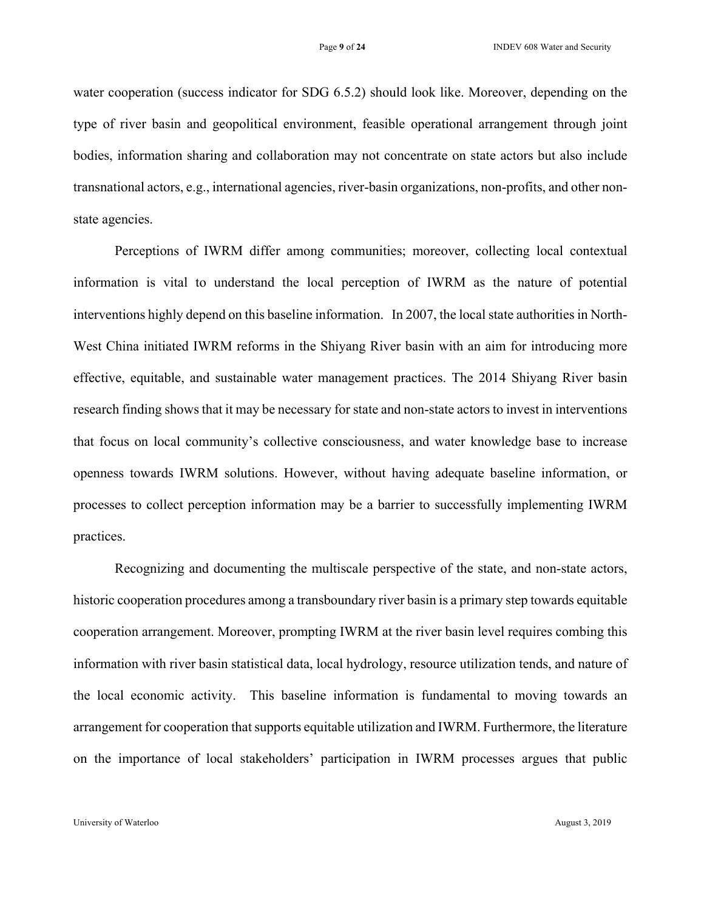water cooperation (success indicator for SDG 6.5.2) should look like. Moreover, depending on the type of river basin and geopolitical environment, feasible operational arrangement through joint bodies, information sharing and collaboration may not concentrate on state actors but also include transnational actors, e.g., international agencies, river-basin organizations, non-profits, and other non-state agencies.

Perceptions of IWRM differ among communities; moreover, collecting local contextual information is vital to understand the local perception of IWRM as the nature of potential interventions highly depend on this baseline information. In 2007, the local state authorities in North-West China initiated IWRM reforms in the Shiyang River basin with an aim for introducing more effective, equitable, and sustainable water management practices. The 2014 Shiyang River basin research finding shows that it may be necessary for state and non-state actors to invest in interventions that focus on local community's collective consciousness, and water knowledge base to increase openness towards IWRM solutions. However, without having adequate baseline information, or processes to collect perception information may be a barrier to successfully implementing IWRM practices.

Recognizing and documenting the multiscale perspective of the state, and non-state actors, historic cooperation procedures among a transboundary river basin is a primary step towards equitable cooperation arrangement. Moreover, prompting IWRM at the river basin level requires combing this information with river basin statistical data, local hydrology, resource utilization tends, and nature of the local economic activity. This baseline information is fundamental to moving towards an arrangement for cooperation that supports equitable utilization and IWRM. Furthermore, the literature on the importance of local stakeholders' participation in IWRM processes argues that public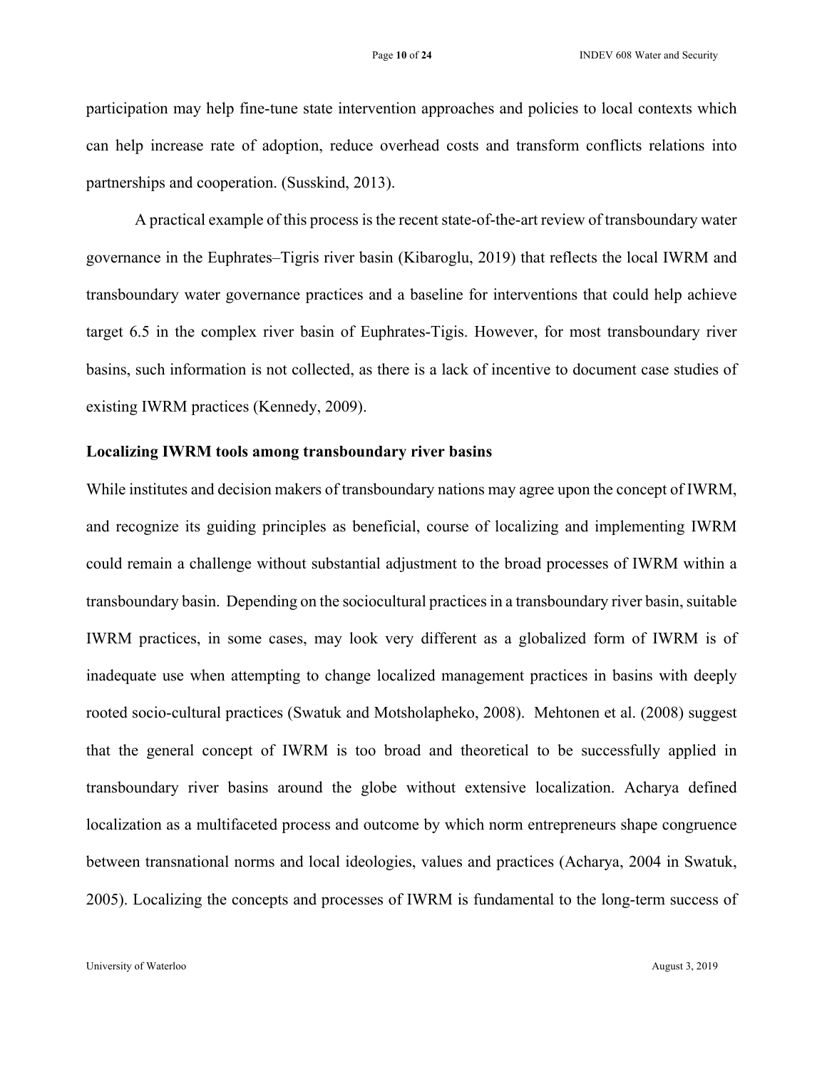participation may help fine-tune state intervention approaches and policies to local contexts which can help increase rate of adoption, reduce overhead costs and transform conflicts relations into partnerships and cooperation. (Susskind, 2013).

A practical example of this process is the recent state-of-the-art review of transboundary water governance in the Euphrates–Tigris river basin (Kibaroglu, 2019) that reflects the local IWRM and transboundary water governance practices and a baseline for interventions that could help achieve target 6.5 in the complex river basin of Euphrates-Tigis. However, for most transboundary river basins, such information is not collected, as there is a lack of incentive to document case studies of existing IWRM practices (Kennedy, 2009).

**Localizing IWRM tools among transboundary river basins**

While institutes and decision makers of transboundary nations may agree upon the concept of IWRM, and recognize its guiding principles as beneficial, course of localizing and implementing IWRM could remain a challenge without substantial adjustment to the broad processes of IWRM within a transboundary basin. Depending on the sociocultural practices in a transboundary river basin, suitable IWRM practices, in some cases, may look very different as a globalized form of IWRM is of inadequate use when attempting to change localized management practices in basins with deeply rooted socio-cultural practices (Swatuk and Motsholapheko, 2008). Mehtonen et al. (2008) suggest that the general concept of IWRM is too broad and theoretical to be successfully applied in transboundary river basins around the globe without extensive localization. Acharya defined localization as a multifaceted process and outcome by which norm entrepreneurs shape congruence between transnational norms and local ideologies, values and practices (Acharya, 2004 in Swatuk, 2005). Localizing the concepts and processes of IWRM is fundamental to the long-term success of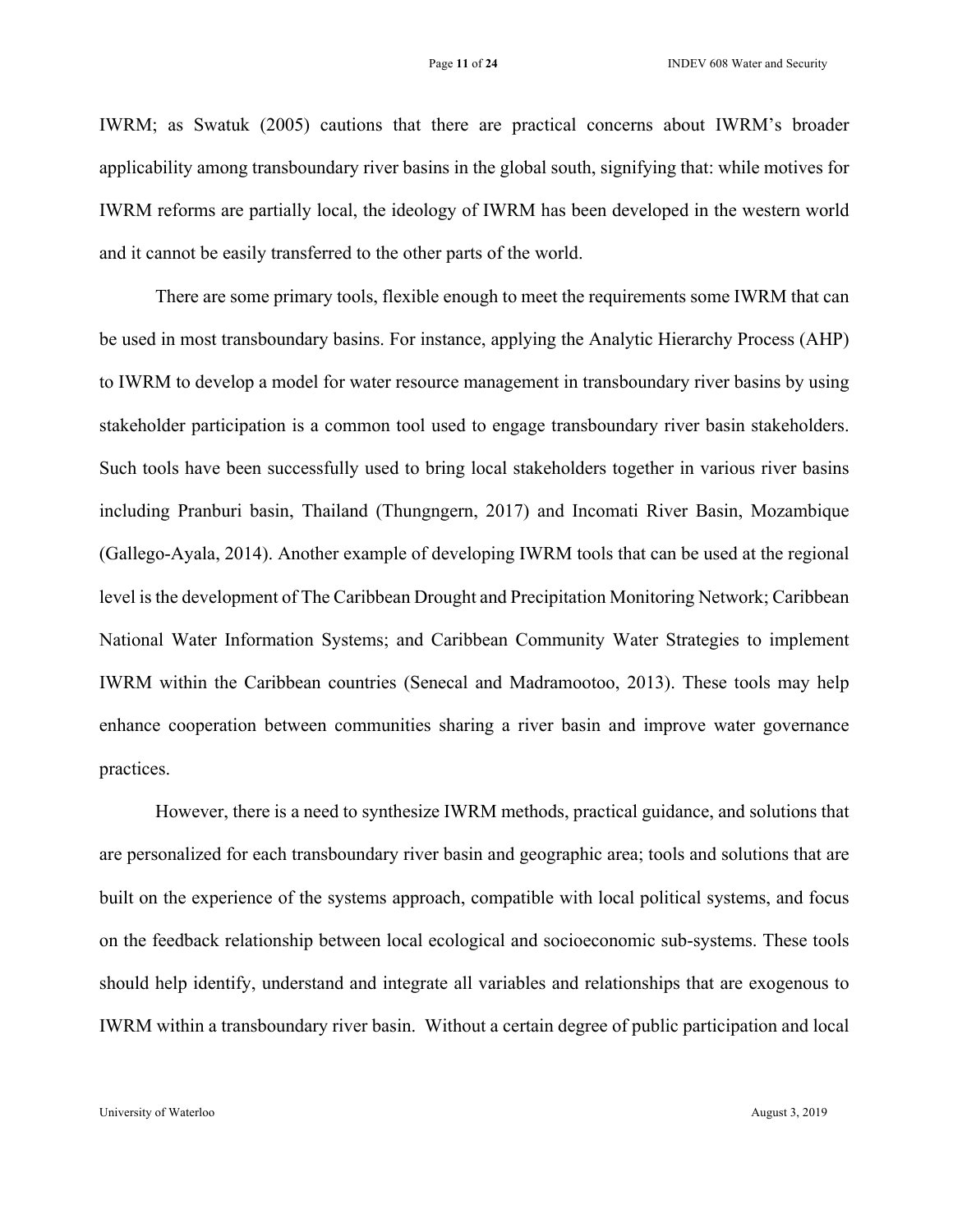IWRM; as Swatuk (2005) cautions that there are practical concerns about IWRM's broader applicability among transboundary river basins in the global south, signifying that: while motives for IWRM reforms are partially local, the ideology of IWRM has been developed in the western world and it cannot be easily transferred to the other parts of the world.

There are some primary tools, flexible enough to meet the requirements some IWRM that can be used in most transboundary basins. For instance, applying the Analytic Hierarchy Process (AHP) to IWRM to develop a model for water resource management in transboundary river basins by using stakeholder participation is a common tool used to engage transboundary river basin stakeholders. Such tools have been successfully used to bring local stakeholders together in various river basins including Pranburi basin, Thailand (Thungngern, 2017) and Incomati River Basin, Mozambique (Gallego-Ayala, 2014). Another example of developing IWRM tools that can be used at the regional level is the development of The Caribbean Drought and Precipitation Monitoring Network; Caribbean National Water Information Systems; and Caribbean Community Water Strategies to implement IWRM within the Caribbean countries (Senecal and Madramootoo, 2013). These tools may help enhance cooperation between communities sharing a river basin and improve water governance practices.

However, there is a need to synthesize IWRM methods, practical guidance, and solutions that are personalized for each transboundary river basin and geographic area; tools and solutions that are built on the experience of the systems approach, compatible with local political systems, and focus on the feedback relationship between local ecological and socioeconomic sub-systems. These tools should help identify, understand and integrate all variables and relationships that are exogenous to IWRM within a transboundary river basin. Without a certain degree of public participation and local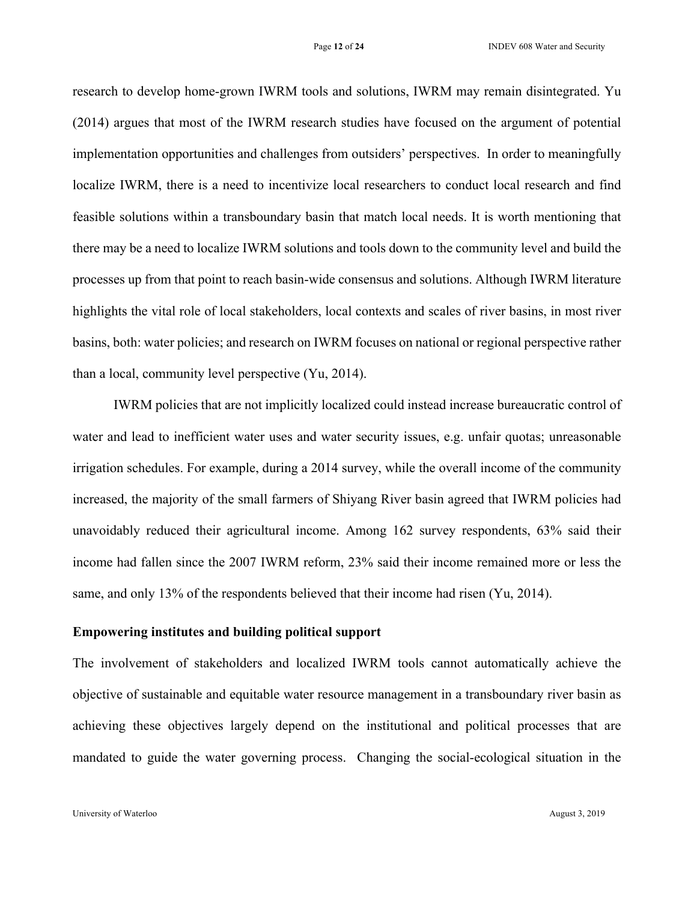research to develop home-grown IWRM tools and solutions, IWRM may remain disintegrated. Yu (2014) argues that most of the IWRM research studies have focused on the argument of potential implementation opportunities and challenges from outsiders' perspectives. In order to meaningfully localize IWRM, there is a need to incentivize local researchers to conduct local research and find feasible solutions within a transboundary basin that match local needs. It is worth mentioning that there may be a need to localize IWRM solutions and tools down to the community level and build the processes up from that point to reach basin-wide consensus and solutions. Although IWRM literature highlights the vital role of local stakeholders, local contexts and scales of river basins, in most river basins, both: water policies; and research on IWRM focuses on national or regional perspective rather than a local, community level perspective (Yu, 2014).

IWRM policies that are not implicitly localized could instead increase bureaucratic control of water and lead to inefficient water uses and water security issues, e.g. unfair quotas; unreasonable irrigation schedules. For example, during a 2014 survey, while the overall income of the community increased, the majority of the small farmers of Shiyang River basin agreed that IWRM policies had unavoidably reduced their agricultural income. Among 162 survey respondents, 63% said their income had fallen since the 2007 IWRM reform, 23% said their income remained more or less the same, and only 13% of the respondents believed that their income had risen (Yu, 2014).

**Empowering institutes and building political support**

The involvement of stakeholders and localized IWRM tools cannot automatically achieve the objective of sustainable and equitable water resource management in a transboundary river basin as achieving these objectives largely depend on the institutional and political processes that are mandated to guide the water governing process. Changing the social-ecological situation in the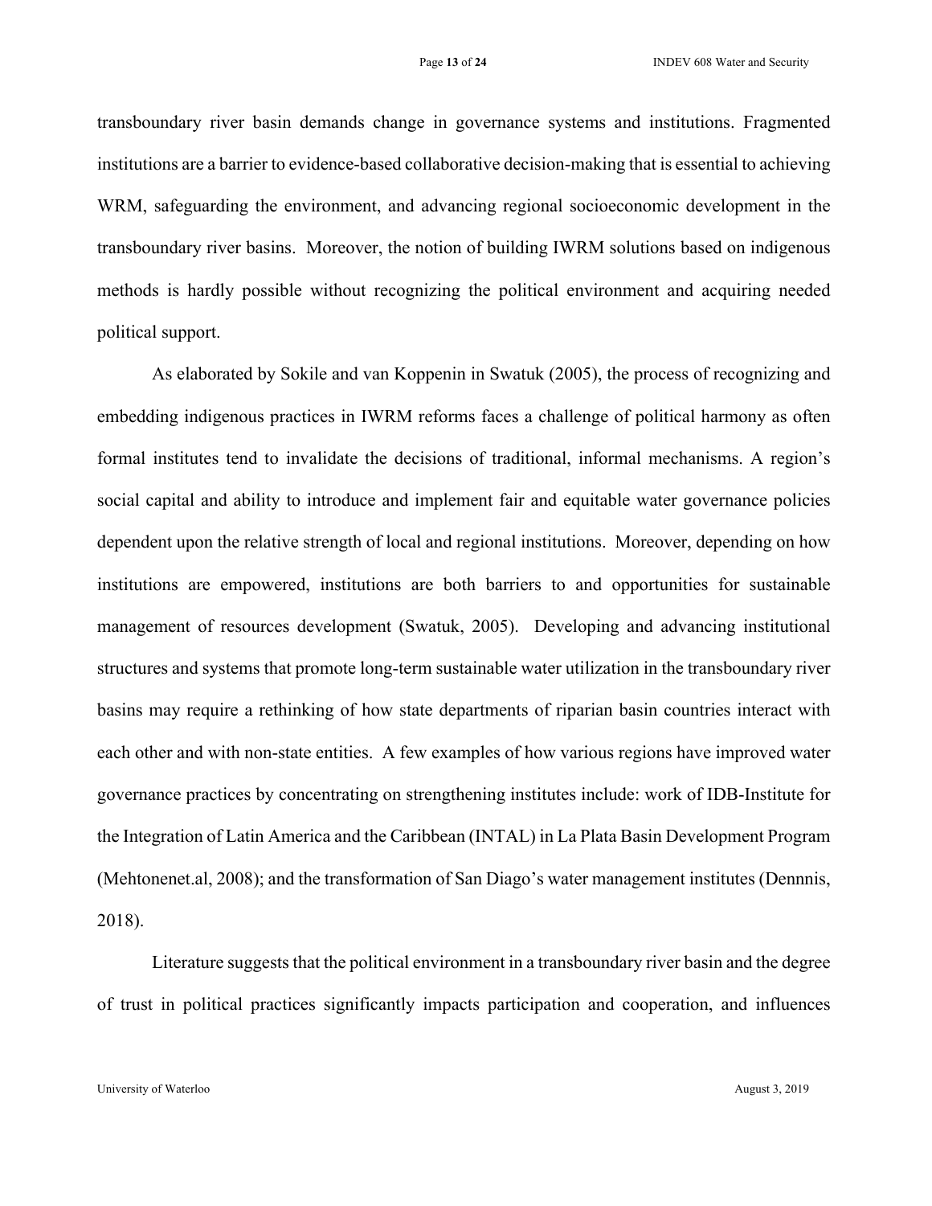transboundary river basin demands change in governance systems and institutions. Fragmented institutions are a barrier to evidence-based collaborative decision-making that is essential to achieving WRM, safeguarding the environment, and advancing regional socioeconomic development in the transboundary river basins. Moreover, the notion of building IWRM solutions based on indigenous methods is hardly possible without recognizing the political environment and acquiring needed political support.

As elaborated by Sokile and van Koppenin in Swatuk (2005), the process of recognizing and embedding indigenous practices in IWRM reforms faces a challenge of political harmony as often formal institutes tend to invalidate the decisions of traditional, informal mechanisms. A region's social capital and ability to introduce and implement fair and equitable water governance policies dependent upon the relative strength of local and regional institutions. Moreover, depending on how institutions are empowered, institutions are both barriers to and opportunities for sustainable management of resources development (Swatuk, 2005). Developing and advancing institutional structures and systems that promote long-term sustainable water utilization in the transboundary river basins may require a rethinking of how state departments of riparian basin countries interact with each other and with non-state entities. A few examples of how various regions have improved water governance practices by concentrating on strengthening institutes include: work of IDB-Institute for the Integration of Latin America and the Caribbean (INTAL) in La Plata Basin Development Program (Mehtonenet.al, 2008); and the transformation of San Diago's water management institutes (Dennnis, 2018).

Literature suggests that the political environment in a transboundary river basin and the degree of trust in political practices significantly impacts participation and cooperation, and influences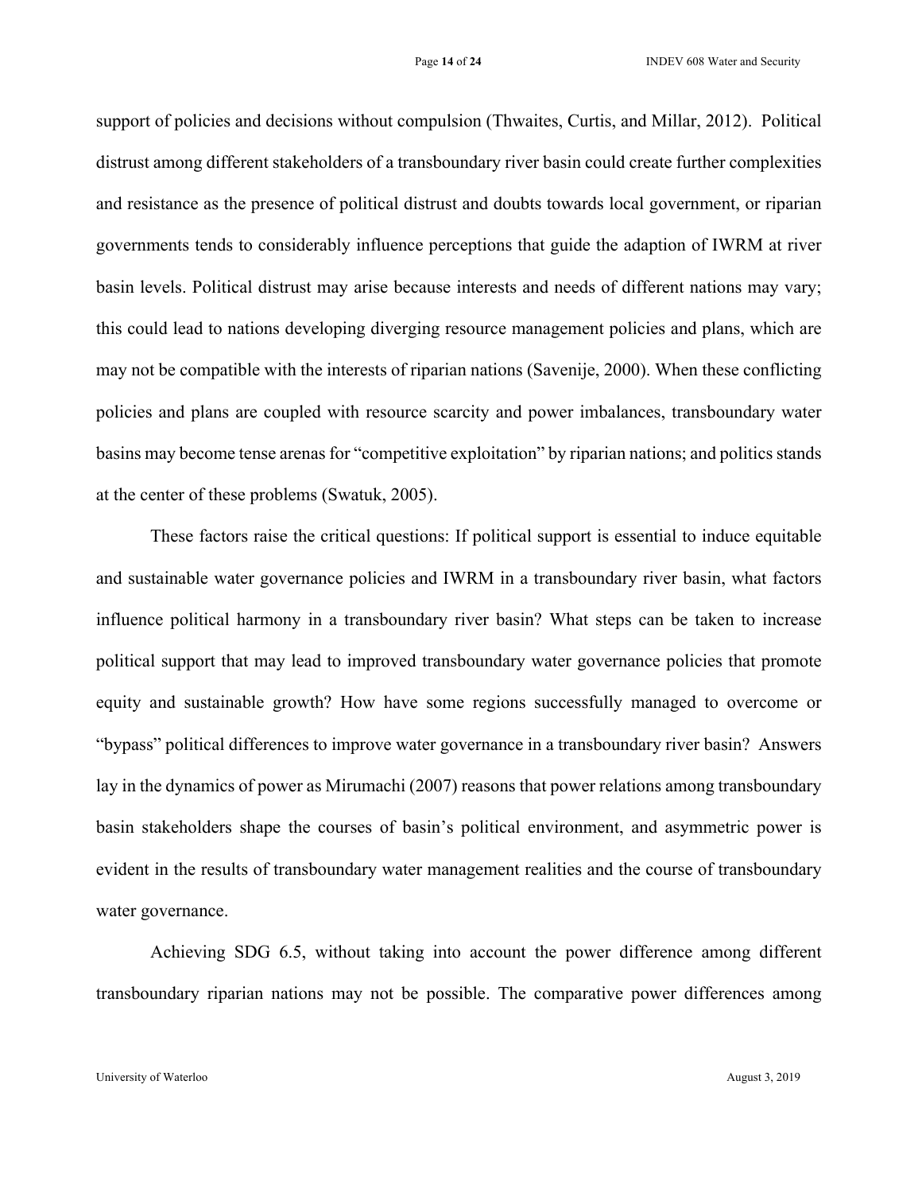support of policies and decisions without compulsion (Thwaites, Curtis, and Millar, 2012). Political distrust among different stakeholders of a transboundary river basin could create further complexities and resistance as the presence of political distrust and doubts towards local government, or riparian governments tends to considerably influence perceptions that guide the adaption of IWRM at river basin levels. Political distrust may arise because interests and needs of different nations may vary; this could lead to nations developing diverging resource management policies and plans, which are may not be compatible with the interests of riparian nations (Savenije, 2000). When these conflicting policies and plans are coupled with resource scarcity and power imbalances, transboundary water basins may become tense arenas for "competitive exploitation" by riparian nations; and politics stands at the center of these problems (Swatuk, 2005).

These factors raise the critical questions: If political support is essential to induce equitable and sustainable water governance policies and IWRM in a transboundary river basin, what factors influence political harmony in a transboundary river basin? What steps can be taken to increase political support that may lead to improved transboundary water governance policies that promote equity and sustainable growth? How have some regions successfully managed to overcome or "bypass" political differences to improve water governance in a transboundary river basin? Answers lay in the dynamics of power as Mirumachi (2007) reasons that power relations among transboundary basin stakeholders shape the courses of basin's political environment, and asymmetric power is evident in the results of transboundary water management realities and the course of transboundary water governance.

Achieving SDG 6.5, without taking into account the power difference among different transboundary riparian nations may not be possible. The comparative power differences among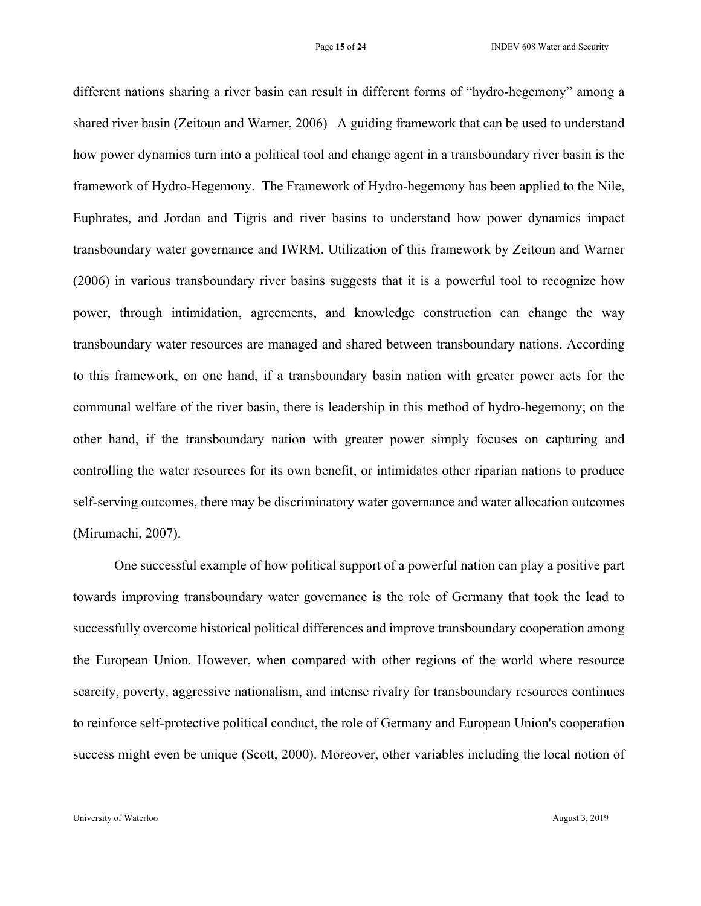different nations sharing a river basin can result in different forms of "hydro-hegemony" among a shared river basin (Zeitoun and Warner, 2006) A guiding framework that can be used to understand how power dynamics turn into a political tool and change agent in a transboundary river basin is the framework of Hydro-Hegemony. The Framework of Hydro-hegemony has been applied to the Nile, Euphrates, and Jordan and Tigris and river basins to understand how power dynamics impact transboundary water governance and IWRM. Utilization of this framework by Zeitoun and Warner (2006) in various transboundary river basins suggests that it is a powerful tool to recognize how power, through intimidation, agreements, and knowledge construction can change the way transboundary water resources are managed and shared between transboundary nations. According to this framework, on one hand, if a transboundary basin nation with greater power acts for the communal welfare of the river basin, there is leadership in this method of hydro-hegemony; on the other hand, if the transboundary nation with greater power simply focuses on capturing and controlling the water resources for its own benefit, or intimidates other riparian nations to produce self-serving outcomes, there may be discriminatory water governance and water allocation outcomes (Mirumachi, 2007).

One successful example of how political support of a powerful nation can play a positive part towards improving transboundary water governance is the role of Germany that took the lead to successfully overcome historical political differences and improve transboundary cooperation among the European Union. However, when compared with other regions of the world where resource scarcity, poverty, aggressive nationalism, and intense rivalry for transboundary resources continues to reinforce self-protective political conduct, the role of Germany and European Union's cooperation success might even be unique (Scott, 2000). Moreover, other variables including the local notion of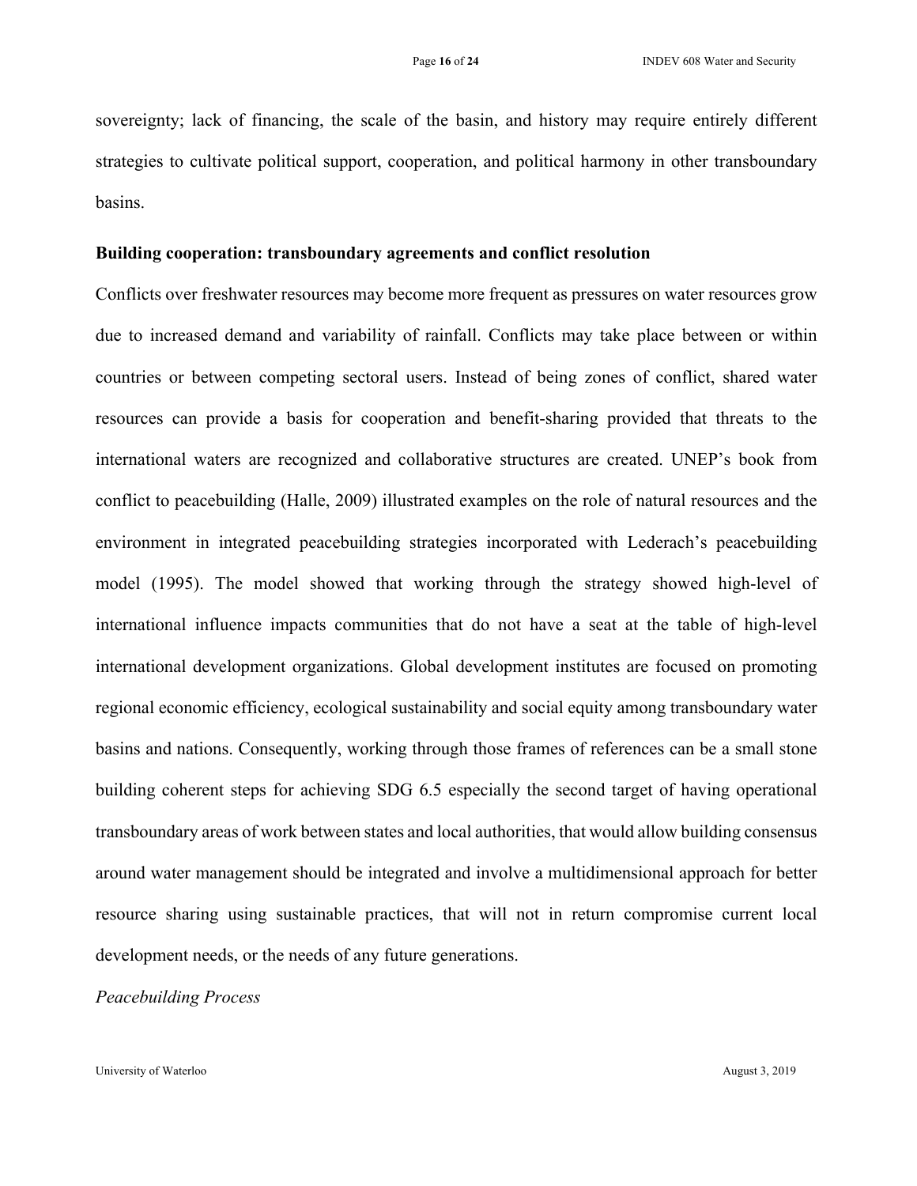sovereignty; lack of financing, the scale of the basin, and history may require entirely different strategies to cultivate political support, cooperation, and political harmony in other transboundary basins.

**Building cooperation: transboundary agreements and conflict resolution**

Conflicts over freshwater resources may become more frequent as pressures on water resources grow due to increased demand and variability of rainfall. Conflicts may take place between or within countries or between competing sectoral users. Instead of being zones of conflict, shared water resources can provide a basis for cooperation and benefit-sharing provided that threats to the international waters are recognized and collaborative structures are created. UNEP's book from conflict to peacebuilding (Halle, 2009) illustrated examples on the role of natural resources and the environment in integrated peacebuilding strategies incorporated with Lederach's peacebuilding model (1995). The model showed that working through the strategy showed high-level of international influence impacts communities that do not have a seat at the table of high-level international development organizations. Global development institutes are focused on promoting regional economic efficiency, ecological sustainability and social equity among transboundary water basins and nations. Consequently, working through those frames of references can be a small stone building coherent steps for achieving SDG 6.5 especially the second target of having operational transboundary areas of work between states and local authorities, that would allow building consensus around water management should be integrated and involve a multidimensional approach for better resource sharing using sustainable practices, that will not in return compromise current local development needs, or the needs of any future generations.

*Peacebuilding Process*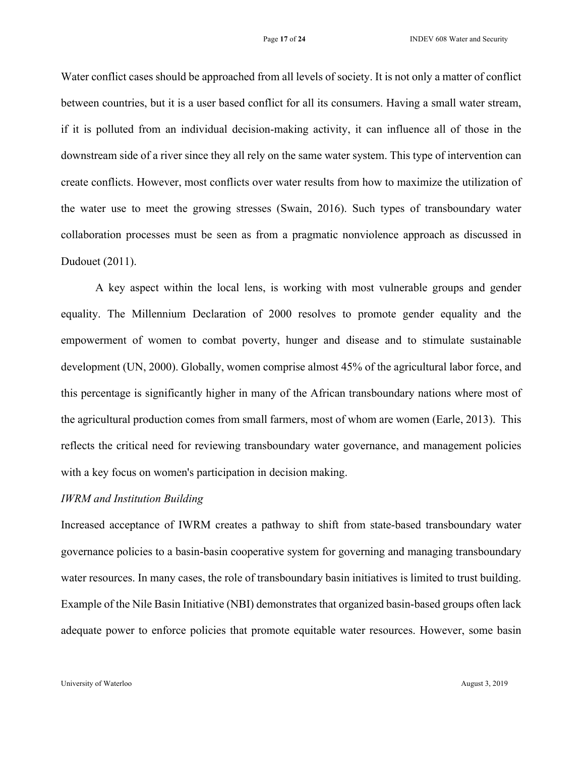Water conflict cases should be approached from all levels of society. It is not only a matter of conflict between countries, but it is a user based conflict for all its consumers. Having a small water stream, if it is polluted from an individual decision-making activity, it can influence all of those in the downstream side of a river since they all rely on the same water system. This type of intervention can create conflicts. However, most conflicts over water results from how to maximize the utilization of the water use to meet the growing stresses (Swain, 2016). Such types of transboundary water collaboration processes must be seen as from a pragmatic nonviolence approach as discussed in Dudouet (2011).

A key aspect within the local lens, is working with most vulnerable groups and gender equality. The Millennium Declaration of 2000 resolves to promote gender equality and the empowerment of women to combat poverty, hunger and disease and to stimulate sustainable development (UN, 2000). Globally, women comprise almost 45% of the agricultural labor force, and this percentage is significantly higher in many of the African transboundary nations where most of the agricultural production comes from small farmers, most of whom are women (Earle, 2013). This reflects the critical need for reviewing transboundary water governance, and management policies with a key focus on women's participation in decision making.

*IWRM and Institution Building*

Increased acceptance of IWRM creates a pathway to shift from state-based transboundary water governance policies to a basin-basin cooperative system for governing and managing transboundary water resources. In many cases, the role of transboundary basin initiatives is limited to trust building. Example of the Nile Basin Initiative (NBI) demonstrates that organized basin-based groups often lack adequate power to enforce policies that promote equitable water resources. However, some basin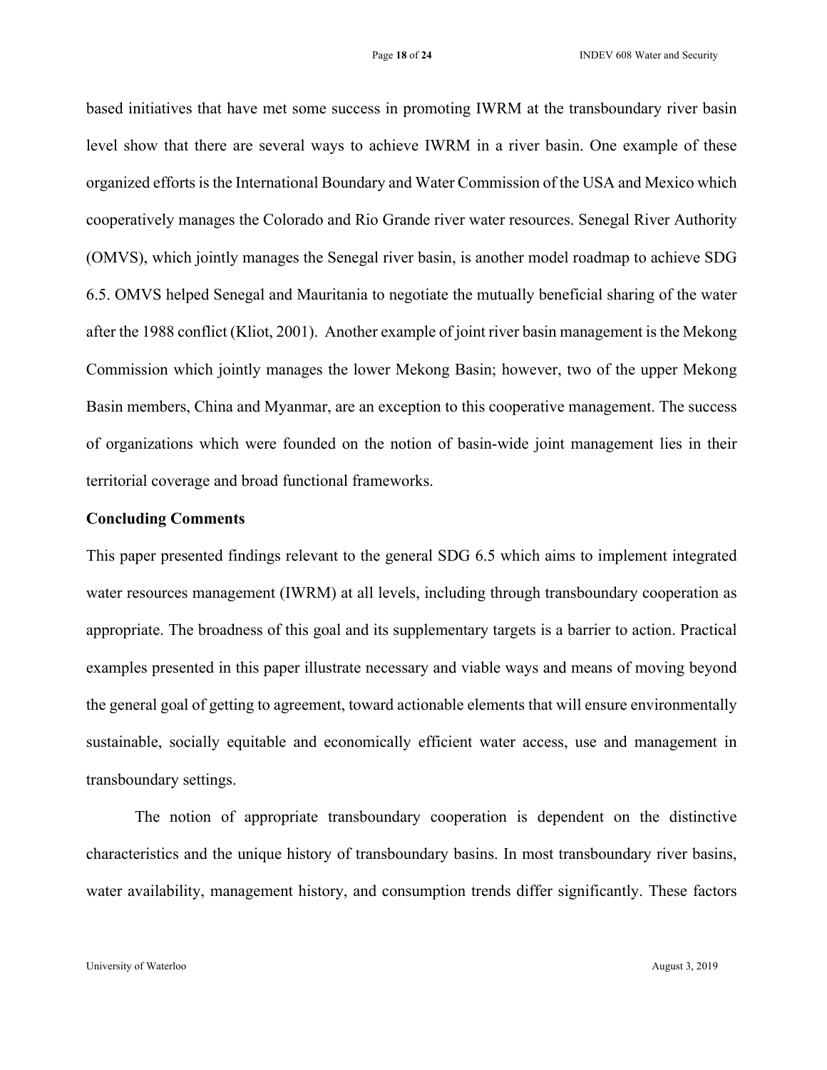based initiatives that have met some success in promoting IWRM at the transboundary river basin level show that there are several ways to achieve IWRM in a river basin. One example of these organized efforts is the International Boundary and Water Commission of the USA and Mexico which cooperatively manages the Colorado and Rio Grande river water resources. Senegal River Authority (OMVS), which jointly manages the Senegal river basin, is another model roadmap to achieve SDG 6.5. OMVS helped Senegal and Mauritania to negotiate the mutually beneficial sharing of the water after the 1988 conflict (Kliot, 2001). Another example of joint river basin management is the Mekong Commission which jointly manages the lower Mekong Basin; however, two of the upper Mekong Basin members, China and Myanmar, are an exception to this cooperative management. The success of organizations which were founded on the notion of basin-wide joint management lies in their territorial coverage and broad functional frameworks.

**Concluding Comments**

This paper presented findings relevant to the general SDG 6.5 which aims to implement integrated water resources management (IWRM) at all levels, including through transboundary cooperation as appropriate. The broadness of this goal and its supplementary targets is a barrier to action. Practical examples presented in this paper illustrate necessary and viable ways and means of moving beyond the general goal of getting to agreement, toward actionable elements that will ensure environmentally sustainable, socially equitable and economically efficient water access, use and management in transboundary settings.

The notion of appropriate transboundary cooperation is dependent on the distinctive characteristics and the unique history of transboundary basins. In most transboundary river basins, water availability, management history, and consumption trends differ significantly. These factors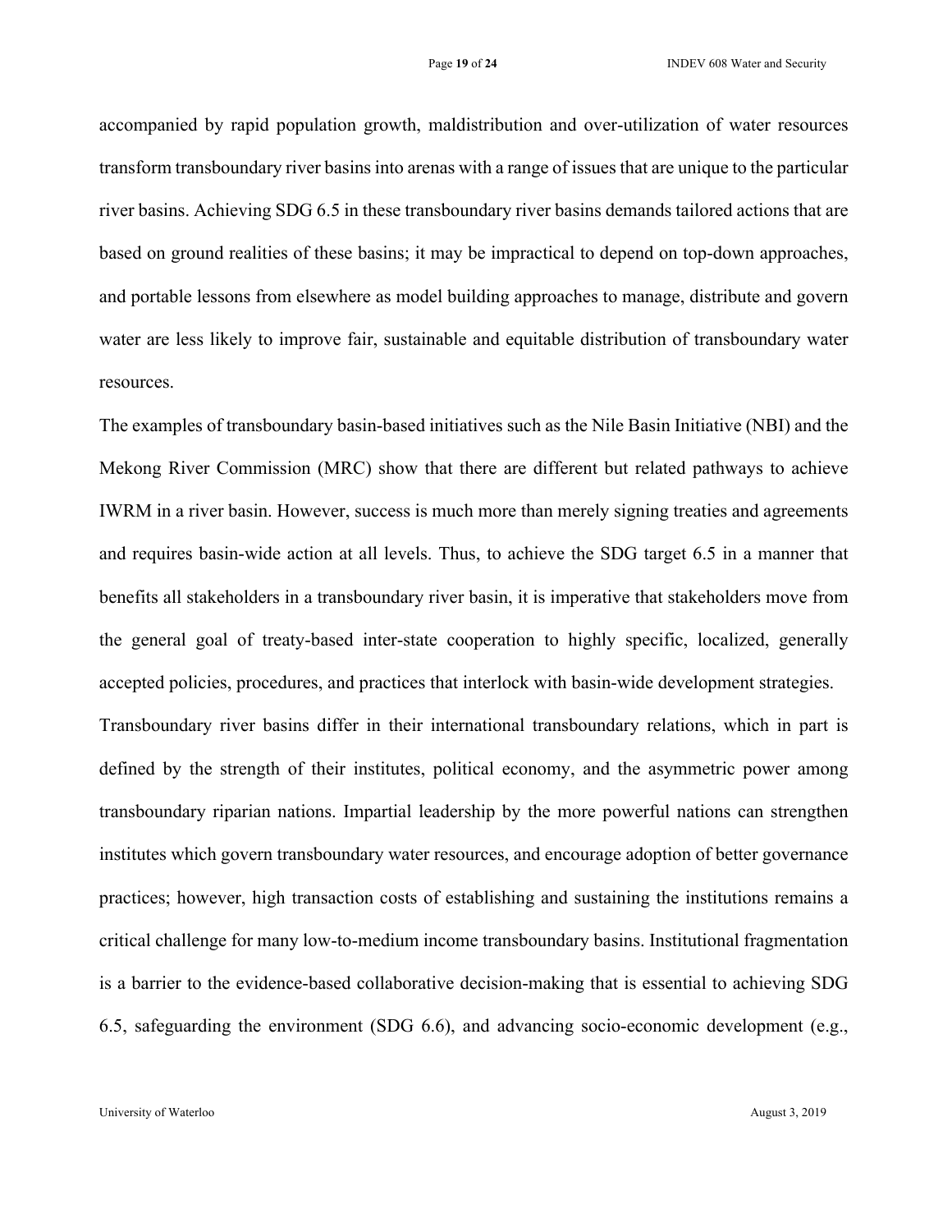accompanied by rapid population growth, maldistribution and over-utilization of water resources transform transboundary river basins into arenas with a range of issues that are unique to the particular river basins. Achieving SDG 6.5 in these transboundary river basins demands tailored actions that are based on ground realities of these basins; it may be impractical to depend on top-down approaches, and portable lessons from elsewhere as model building approaches to manage, distribute and govern water are less likely to improve fair, sustainable and equitable distribution of transboundary water resources.

The examples of transboundary basin-based initiatives such as the Nile Basin Initiative (NBI) and the Mekong River Commission (MRC) show that there are different but related pathways to achieve IWRM in a river basin. However, success is much more than merely signing treaties and agreements and requires basin-wide action at all levels. Thus, to achieve the SDG target 6.5 in a manner that benefits all stakeholders in a transboundary river basin, it is imperative that stakeholders move from the general goal of treaty-based inter-state cooperation to highly specific, localized, generally accepted policies, procedures, and practices that interlock with basin-wide development strategies.

Transboundary river basins differ in their international transboundary relations, which in part is defined by the strength of their institutes, political economy, and the asymmetric power among transboundary riparian nations. Impartial leadership by the more powerful nations can strengthen institutes which govern transboundary water resources, and encourage adoption of better governance practices; however, high transaction costs of establishing and sustaining the institutions remains a critical challenge for many low-to-medium income transboundary basins. Institutional fragmentation is a barrier to the evidence-based collaborative decision-making that is essential to achieving SDG 6.5, safeguarding the environment (SDG 6.6), and advancing socio-economic development (e.g.,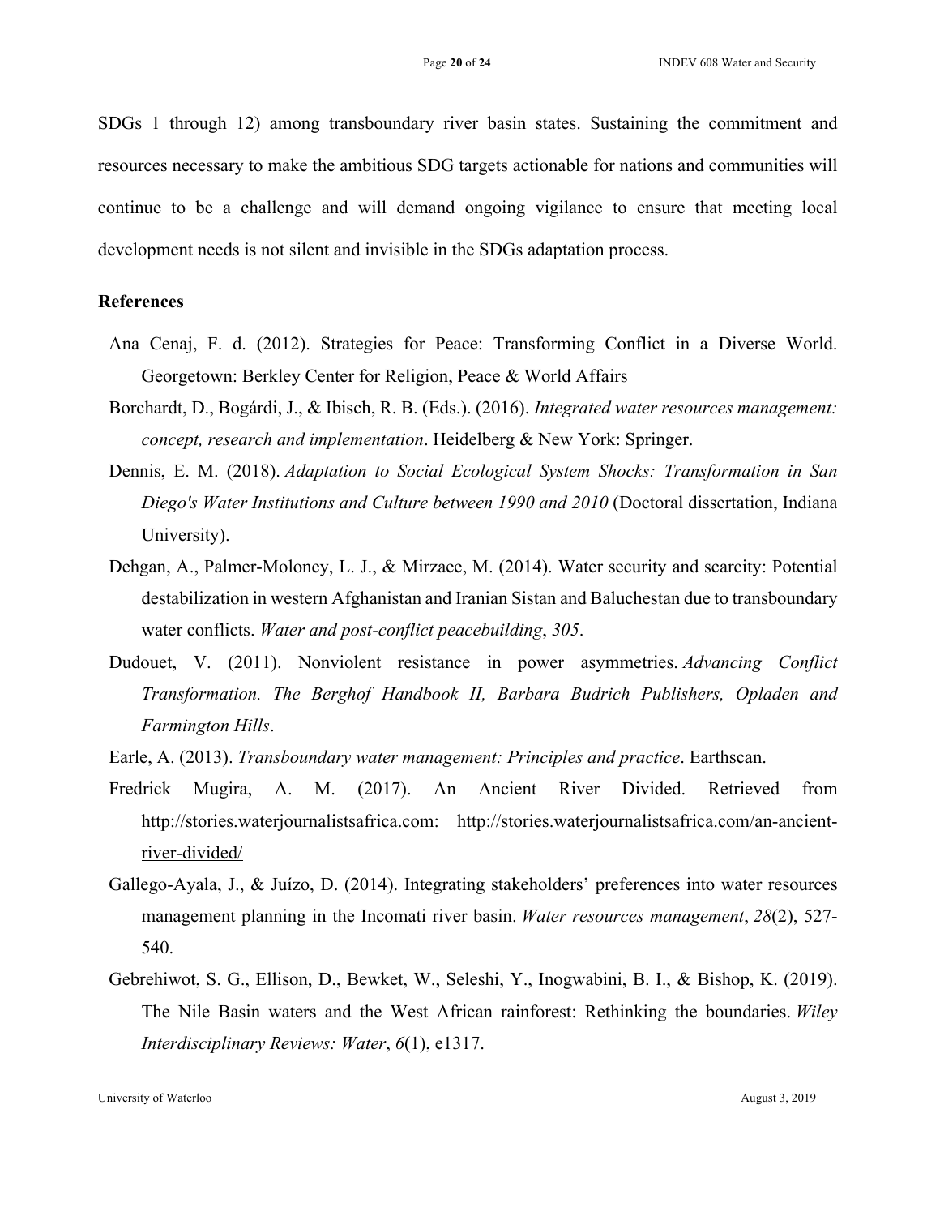SDGs 1 through 12) among transboundary river basin states. Sustaining the commitment and resources necessary to make the ambitious SDG targets actionable for nations and communities will continue to be a challenge and will demand ongoing vigilance to ensure that meeting local development needs is not silent and invisible in the SDGs adaptation process.

**References**

Ana Cenaj, F. d. (2012). Strategies for Peace: Transforming Conflict in a Diverse World. Georgetown: Berkley Center for Religion, Peace & World Affairs

Borchardt, D., Bogárdi, J., & Ibisch, R. B. (Eds.). (2016). *Integrated water resources management: concept, research and implementation*. Heidelberg & New York: Springer.

Dennis, E. M. (2018). *Adaptation to Social Ecological System Shocks: Transformation in San Diego's Water Institutions and Culture between 1990 and 2010* (Doctoral dissertation, Indiana University).

Dehgan, A., Palmer-Moloney, L. J., & Mirzaee, M. (2014). Water security and scarcity: Potential destabilization in western Afghanistan and Iranian Sistan and Baluchestan due to transboundary water conflicts. *Water and post-conflict peacebuilding*, *305*.

Dudouet, V. (2011). Nonviolent resistance in power asymmetries. *Advancing Conflict Transformation. The Berghof Handbook II, Barbara Budrich Publishers, Opladen and Farmington Hills*.

Earle, A. (2013). *Transboundary water management: Principles and practice*. Earthscan.

Fredrick Mugira, A. M. (2017). An Ancient River Divided. Retrieved from http://stories.waterjournalistsafrica.com: http://stories.waterjournalistsafrica.com/an-ancient-river-divided/

Gallego-Ayala, J., & Juízo, D. (2014). Integrating stakeholders' preferences into water resources management planning in the Incomati river basin. *Water resources management*, *28*(2), 527-540.

Gebrehiwot, S. G., Ellison, D., Bewket, W., Seleshi, Y., Inogwabini, B. I., & Bishop, K. (2019). The Nile Basin waters and the West African rainforest: Rethinking the boundaries. *Wiley Interdisciplinary Reviews: Water*, *6*(1), e1317.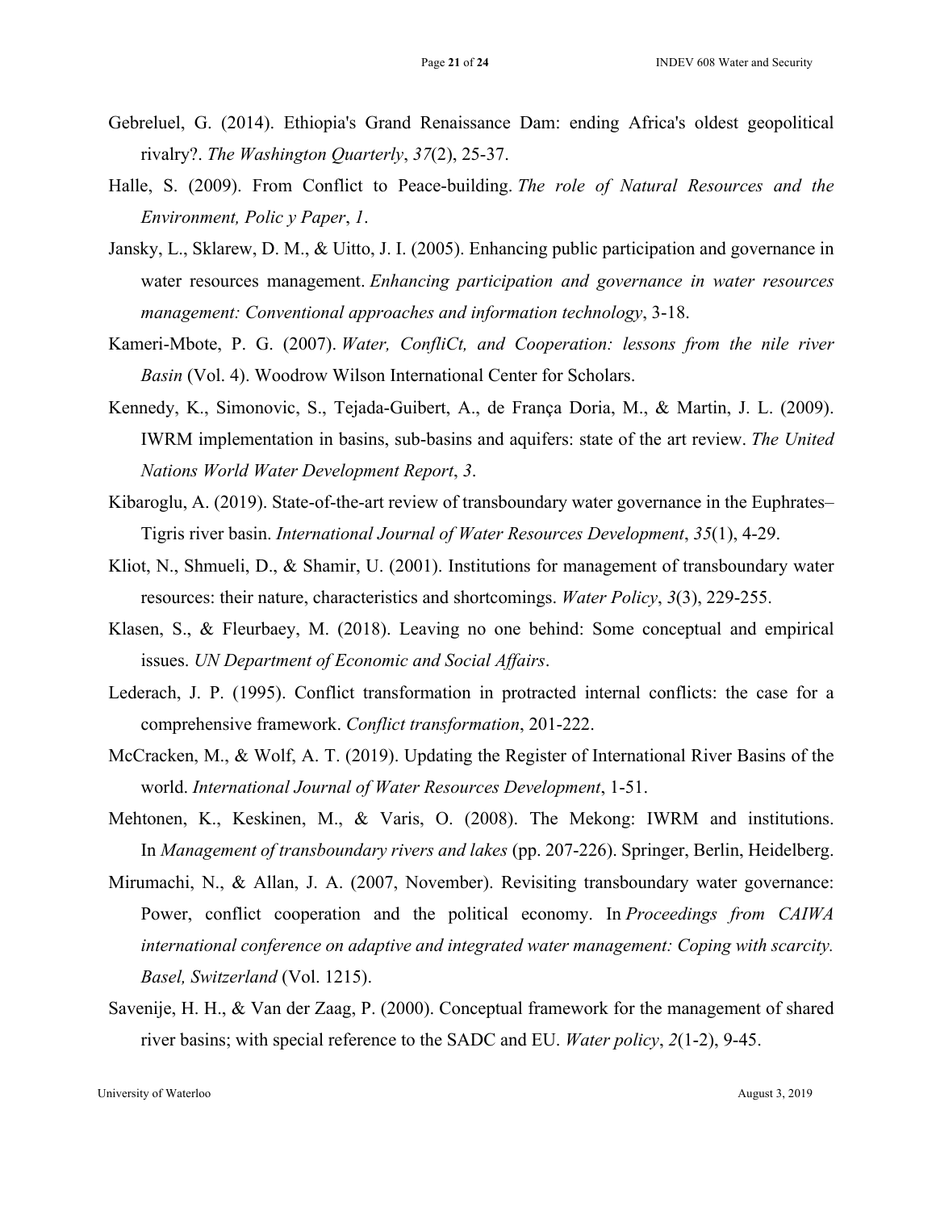Gebreluel, G. (2014). Ethiopia's Grand Renaissance Dam: ending Africa's oldest geopolitical rivalry?. *The Washington Quarterly*, *37*(2), 25-37.

Halle, S. (2009). From Conflict to Peace-building. *The role of Natural Resources and the Environment, Polic y Paper*, *1*.

Jansky, L., Sklarew, D. M., & Uitto, J. I. (2005). Enhancing public participation and governance in water resources management. *Enhancing participation and governance in water resources management: Conventional approaches and information technology*, 3-18.

Kameri-Mbote, P. G. (2007). *Water, ConfliCt, and Cooperation: lessons from the nile river Basin* (Vol. 4). Woodrow Wilson International Center for Scholars.

Kennedy, K., Simonovic, S., Tejada-Guibert, A., de França Doria, M., & Martin, J. L. (2009). IWRM implementation in basins, sub-basins and aquifers: state of the art review. *The United Nations World Water Development Report*, *3*.

Kibaroglu, A. (2019). State-of-the-art review of transboundary water governance in the Euphrates–Tigris river basin. *International Journal of Water Resources Development*, *35*(1), 4-29.

Kliot, N., Shmueli, D., & Shamir, U. (2001). Institutions for management of transboundary water resources: their nature, characteristics and shortcomings. *Water Policy*, *3*(3), 229-255.

Klasen, S., & Fleurbaey, M. (2018). Leaving no one behind: Some conceptual and empirical issues. *UN Department of Economic and Social Affairs*.

Lederach, J. P. (1995). Conflict transformation in protracted internal conflicts: the case for a comprehensive framework. *Conflict transformation*, 201-222.

McCracken, M., & Wolf, A. T. (2019). Updating the Register of International River Basins of the world. *International Journal of Water Resources Development*, 1-51.

Mehtonen, K., Keskinen, M., & Varis, O. (2008). The Mekong: IWRM and institutions. In *Management of transboundary rivers and lakes* (pp. 207-226). Springer, Berlin, Heidelberg.

Mirumachi, N., & Allan, J. A. (2007, November). Revisiting transboundary water governance: Power, conflict cooperation and the political economy. In *Proceedings from CAIWA international conference on adaptive and integrated water management: Coping with scarcity. Basel, Switzerland* (Vol. 1215).

Savenije, H. H., & Van der Zaag, P. (2000). Conceptual framework for the management of shared river basins; with special reference to the SADC and EU. *Water policy*, *2*(1-2), 9-45.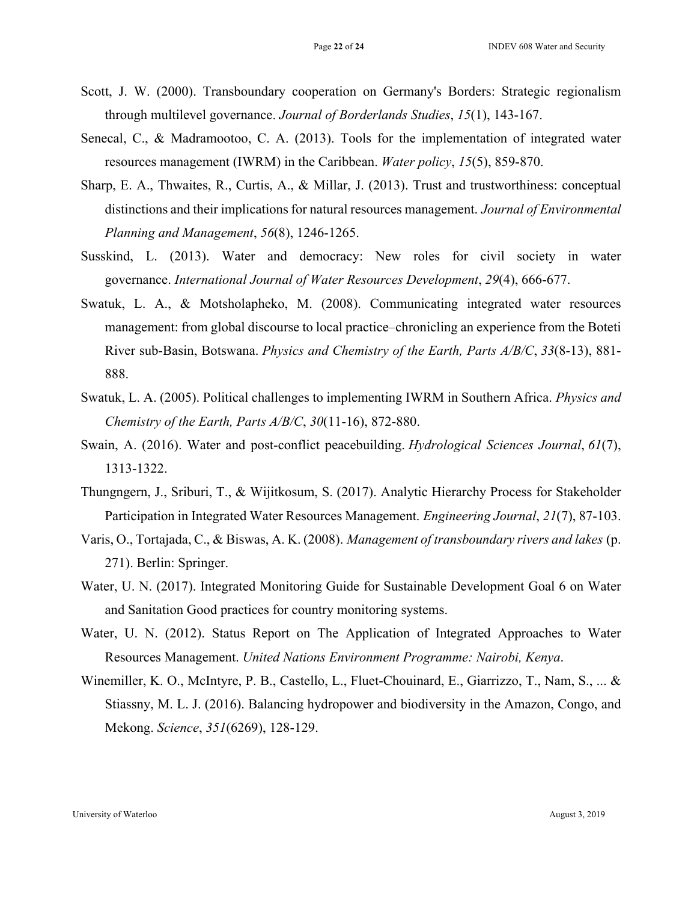Scott, J. W. (2000). Transboundary cooperation on Germany's Borders: Strategic regionalism through multilevel governance. *Journal of Borderlands Studies*, *15*(1), 143-167.

Senecal, C., & Madramootoo, C. A. (2013). Tools for the implementation of integrated water resources management (IWRM) in the Caribbean. *Water policy*, *15*(5), 859-870.

Sharp, E. A., Thwaites, R., Curtis, A., & Millar, J. (2013). Trust and trustworthiness: conceptual distinctions and their implications for natural resources management. *Journal of Environmental Planning and Management*, *56*(8), 1246-1265.

Susskind, L. (2013). Water and democracy: New roles for civil society in water governance. *International Journal of Water Resources Development*, *29*(4), 666-677.

Swatuk, L. A., & Motsholapheko, M. (2008). Communicating integrated water resources management: from global discourse to local practice–chronicling an experience from the Boteti River sub-Basin, Botswana. *Physics and Chemistry of the Earth, Parts A/B/C*, *33*(8-13), 881-888.

Swatuk, L. A. (2005). Political challenges to implementing IWRM in Southern Africa. *Physics and Chemistry of the Earth, Parts A/B/C*, *30*(11-16), 872-880.

Swain, A. (2016). Water and post-conflict peacebuilding. *Hydrological Sciences Journal*, *61*(7), 1313-1322.

Thungngern, J., Sriburi, T., & Wijitkosum, S. (2017). Analytic Hierarchy Process for Stakeholder Participation in Integrated Water Resources Management. *Engineering Journal*, *21*(7), 87-103.

Varis, O., Tortajada, C., & Biswas, A. K. (2008). *Management of transboundary rivers and lakes* (p. 271). Berlin: Springer.

Water, U. N. (2017). Integrated Monitoring Guide for Sustainable Development Goal 6 on Water and Sanitation Good practices for country monitoring systems.

Water, U. N. (2012). Status Report on The Application of Integrated Approaches to Water Resources Management. *United Nations Environment Programme: Nairobi, Kenya*.

Winemiller, K. O., McIntyre, P. B., Castello, L., Fluet-Chouinard, E., Giarrizzo, T., Nam, S., ... & Stiassny, M. L. J. (2016). Balancing hydropower and biodiversity in the Amazon, Congo, and Mekong. *Science*, *351*(6269), 128-129.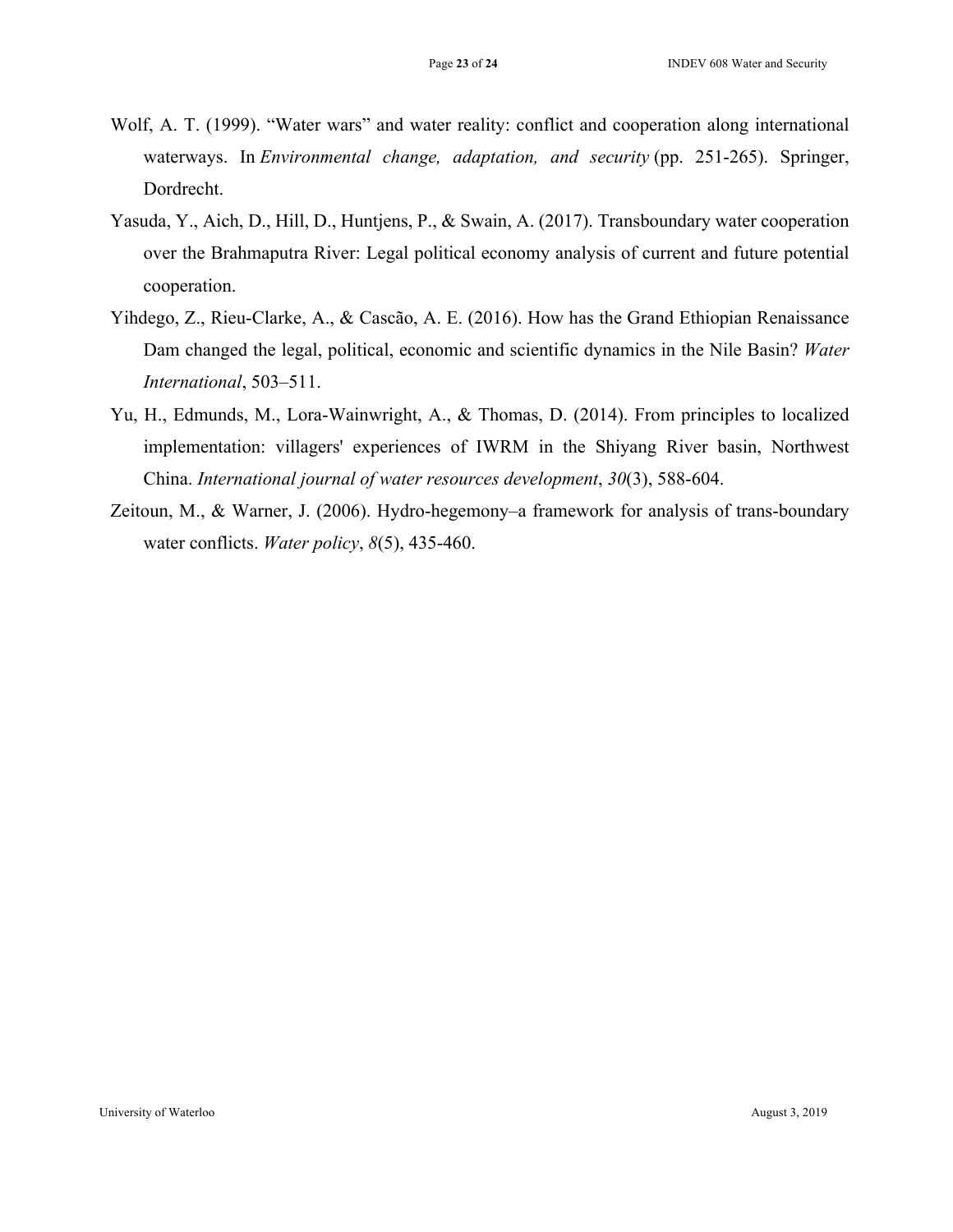Wolf, A. T. (1999). "Water wars" and water reality: conflict and cooperation along international waterways. In *Environmental change, adaptation, and security* (pp. 251-265). Springer, Dordrecht.

Yasuda, Y., Aich, D., Hill, D., Huntjens, P., & Swain, A. (2017). Transboundary water cooperation over the Brahmaputra River: Legal political economy analysis of current and future potential cooperation.

Yihdego, Z., Rieu-Clarke, A., & Cascão, A. E. (2016). How has the Grand Ethiopian Renaissance Dam changed the legal, political, economic and scientific dynamics in the Nile Basin? *Water International*, 503–511.

Yu, H., Edmunds, M., Lora-Wainwright, A., & Thomas, D. (2014). From principles to localized implementation: villagers' experiences of IWRM in the Shiyang River basin, Northwest China. *International journal of water resources development*, *30*(3), 588-604.

Zeitoun, M., & Warner, J. (2006). Hydro-hegemony–a framework for analysis of trans-boundary water conflicts. *Water policy*, *8*(5), 435-460.